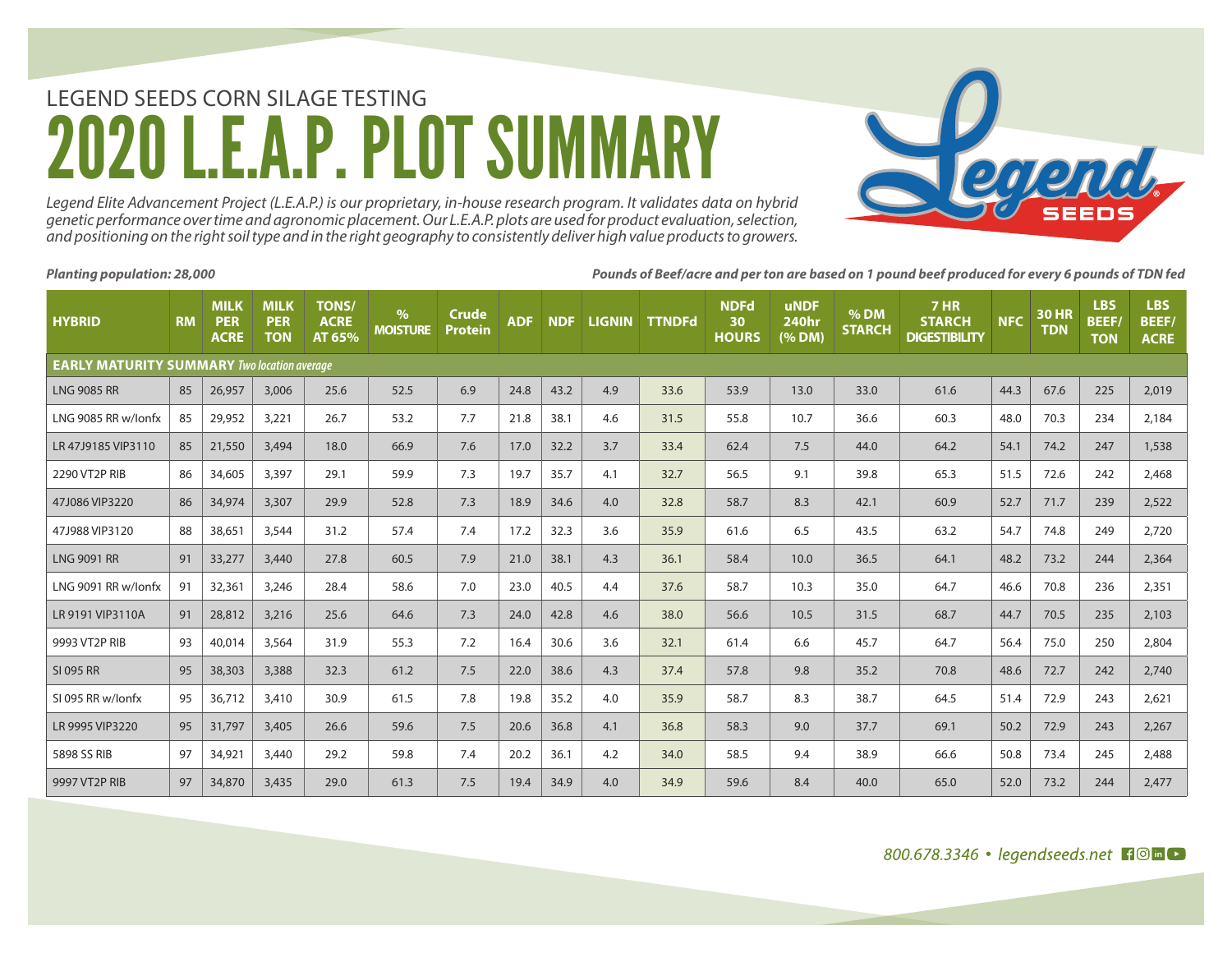LEGEND SEEDS CORN SILAGE TESTING

# 2020 L.E.A.P. PLOT SUMMARY

*Legend Elite Advancement Project (L.E.A.P.) is our proprietary, in-house research program. It validates data on hybrid genetic performance over time and agronomic placement. Our L.E.A.P. plots are used for product evaluation, selection, and positioning on the right soil type and in the right geography to consistently deliver high value products to growers.*

***Planting population: 28,000***

***Pounds of Beef/acre and per ton are based on 1 pound beef produced for every 6 pounds of TDN fed***

| HYBRID | RM | MILK PER ACRE | MILK PER TON | TONS/ ACRE AT 65% | % MOISTURE | Crude Protein | ADF | NDF | LIGNIN | TTNDFd | NDFd 30 HOURS | uNDF 240hr (% DM) | % DM STARCH | 7 HR STARCH DIGESTIBILITY | NFC | 30 HR TDN | LBS BEEF/ TON | LBS BEEF/ ACRE |
|---|---|---|---|---|---|---|---|---|---|---|---|---|---|---|---|---|---|---|
| **EARLY MATURITY SUMMARY** *Two location average* | | | | | | | | | | | | | | | | | | |
| LNG 9085 RR | 85 | 26,957 | 3,006 | 25.6 | 52.5 | 6.9 | 24.8 | 43.2 | 4.9 | 33.6 | 53.9 | 13.0 | 33.0 | 61.6 | 44.3 | 67.6 | 225 | 2,019 |
| LNG 9085 RR w/Ionfx | 85 | 29,952 | 3,221 | 26.7 | 53.2 | 7.7 | 21.8 | 38.1 | 4.6 | 31.5 | 55.8 | 10.7 | 36.6 | 60.3 | 48.0 | 70.3 | 234 | 2,184 |
| LR 47J9185 VIP3110 | 85 | 21,550 | 3,494 | 18.0 | 66.9 | 7.6 | 17.0 | 32.2 | 3.7 | 33.4 | 62.4 | 7.5 | 44.0 | 64.2 | 54.1 | 74.2 | 247 | 1,538 |
| 2290 VT2P RIB | 86 | 34,605 | 3,397 | 29.1 | 59.9 | 7.3 | 19.7 | 35.7 | 4.1 | 32.7 | 56.5 | 9.1 | 39.8 | 65.3 | 51.5 | 72.6 | 242 | 2,468 |
| 47J086 VIP3220 | 86 | 34,974 | 3,307 | 29.9 | 52.8 | 7.3 | 18.9 | 34.6 | 4.0 | 32.8 | 58.7 | 8.3 | 42.1 | 60.9 | 52.7 | 71.7 | 239 | 2,522 |
| 47J988 VIP3120 | 88 | 38,651 | 3,544 | 31.2 | 57.4 | 7.4 | 17.2 | 32.3 | 3.6 | 35.9 | 61.6 | 6.5 | 43.5 | 63.2 | 54.7 | 74.8 | 249 | 2,720 |
| LNG 9091 RR | 91 | 33,277 | 3,440 | 27.8 | 60.5 | 7.9 | 21.0 | 38.1 | 4.3 | 36.1 | 58.4 | 10.0 | 36.5 | 64.1 | 48.2 | 73.2 | 244 | 2,364 |
| LNG 9091 RR w/Ionfx | 91 | 32,361 | 3,246 | 28.4 | 58.6 | 7.0 | 23.0 | 40.5 | 4.4 | 37.6 | 58.7 | 10.3 | 35.0 | 64.7 | 46.6 | 70.8 | 236 | 2,351 |
| LR 9191 VIP3110A | 91 | 28,812 | 3,216 | 25.6 | 64.6 | 7.3 | 24.0 | 42.8 | 4.6 | 38.0 | 56.6 | 10.5 | 31.5 | 68.7 | 44.7 | 70.5 | 235 | 2,103 |
| 9993 VT2P RIB | 93 | 40,014 | 3,564 | 31.9 | 55.3 | 7.2 | 16.4 | 30.6 | 3.6 | 32.1 | 61.4 | 6.6 | 45.7 | 64.7 | 56.4 | 75.0 | 250 | 2,804 |
| SI 095 RR | 95 | 38,303 | 3,388 | 32.3 | 61.2 | 7.5 | 22.0 | 38.6 | 4.3 | 37.4 | 57.8 | 9.8 | 35.2 | 70.8 | 48.6 | 72.7 | 242 | 2,740 |
| SI 095 RR w/Ionfx | 95 | 36,712 | 3,410 | 30.9 | 61.5 | 7.8 | 19.8 | 35.2 | 4.0 | 35.9 | 58.7 | 8.3 | 38.7 | 64.5 | 51.4 | 72.9 | 243 | 2,621 |
| LR 9995 VIP3220 | 95 | 31,797 | 3,405 | 26.6 | 59.6 | 7.5 | 20.6 | 36.8 | 4.1 | 36.8 | 58.3 | 9.0 | 37.7 | 69.1 | 50.2 | 72.9 | 243 | 2,267 |
| 5898 SS RIB | 97 | 34,921 | 3,440 | 29.2 | 59.8 | 7.4 | 20.2 | 36.1 | 4.2 | 34.0 | 58.5 | 9.4 | 38.9 | 66.6 | 50.8 | 73.4 | 245 | 2,488 |
| 9997 VT2P RIB | 97 | 34,870 | 3,435 | 29.0 | 61.3 | 7.5 | 19.4 | 34.9 | 4.0 | 34.9 | 59.6 | 8.4 | 40.0 | 65.0 | 52.0 | 73.2 | 244 | 2,477 |

*800.678.3346 • legendseeds.net*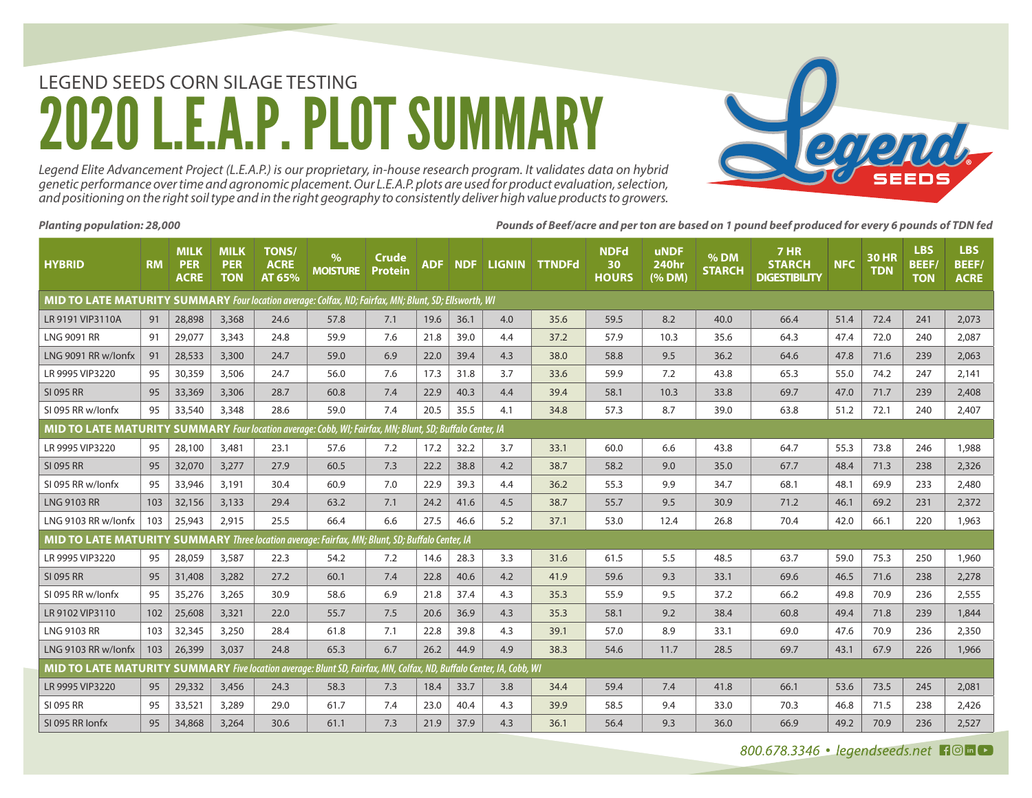LEGEND SEEDS CORN SILAGE TESTING

# 2020 L.E.A.P. PLOT SUMMARY

*Legend Elite Advancement Project (L.E.A.P.) is our proprietary, in-house research program. It validates data on hybrid genetic performance over time and agronomic placement. Our L.E.A.P. plots are used for product evaluation, selection, and positioning on the right soil type and in the right geography to consistently deliver high value products to growers.*

***Planting population: 28,000***

***Pounds of Beef/acre and per ton are based on 1 pound beef produced for every 6 pounds of TDN fed***

| HYBRID | RM | MILK PER ACRE | MILK PER TON | TONS/ ACRE AT 65% | % MOISTURE | Crude Protein | ADF | NDF | LIGNIN | TTNDFd | NDFd 30 HOURS | uNDF 240hr (% DM) | % DM STARCH | 7 HR STARCH DIGESTIBILITY | NFC | 30 HR TDN | LBS BEEF/ TON | LBS BEEF/ ACRE |
|---|---|---|---|---|---|---|---|---|---|---|---|---|---|---|---|---|---|---|
| **MID TO LATE MATURITY SUMMARY** *Four location average: Colfax, ND; Fairfax, MN; Blunt, SD; Ellsworth, WI* | | | | | | | | | | | | | | | | | | |
| LR 9191 VIP3110A | 91 | 28,898 | 3,368 | 24.6 | 57.8 | 7.1 | 19.6 | 36.1 | 4.0 | 35.6 | 59.5 | 8.2 | 40.0 | 66.4 | 51.4 | 72.4 | 241 | 2,073 |
| LNG 9091 RR | 91 | 29,077 | 3,343 | 24.8 | 59.9 | 7.6 | 21.8 | 39.0 | 4.4 | 37.2 | 57.9 | 10.3 | 35.6 | 64.3 | 47.4 | 72.0 | 240 | 2,087 |
| LNG 9091 RR w/Ionfx | 91 | 28,533 | 3,300 | 24.7 | 59.0 | 6.9 | 22.0 | 39.4 | 4.3 | 38.0 | 58.8 | 9.5 | 36.2 | 64.6 | 47.8 | 71.6 | 239 | 2,063 |
| LR 9995 VIP3220 | 95 | 30,359 | 3,506 | 24.7 | 56.0 | 7.6 | 17.3 | 31.8 | 3.7 | 33.6 | 59.9 | 7.2 | 43.8 | 65.3 | 55.0 | 74.2 | 247 | 2,141 |
| SI 095 RR | 95 | 33,369 | 3,306 | 28.7 | 60.8 | 7.4 | 22.9 | 40.3 | 4.4 | 39.4 | 58.1 | 10.3 | 33.8 | 69.7 | 47.0 | 71.7 | 239 | 2,408 |
| SI 095 RR w/Ionfx | 95 | 33,540 | 3,348 | 28.6 | 59.0 | 7.4 | 20.5 | 35.5 | 4.1 | 34.8 | 57.3 | 8.7 | 39.0 | 63.8 | 51.2 | 72.1 | 240 | 2,407 |
| **MID TO LATE MATURITY SUMMARY** *Four location average: Cobb, WI; Fairfax, MN; Blunt, SD; Buffalo Center, IA* | | | | | | | | | | | | | | | | | | |
| LR 9995 VIP3220 | 95 | 28,100 | 3,481 | 23.1 | 57.6 | 7.2 | 17.2 | 32.2 | 3.7 | 33.1 | 60.0 | 6.6 | 43.8 | 64.7 | 55.3 | 73.8 | 246 | 1,988 |
| SI 095 RR | 95 | 32,070 | 3,277 | 27.9 | 60.5 | 7.3 | 22.2 | 38.8 | 4.2 | 38.7 | 58.2 | 9.0 | 35.0 | 67.7 | 48.4 | 71.3 | 238 | 2,326 |
| SI 095 RR w/Ionfx | 95 | 33,946 | 3,191 | 30.4 | 60.9 | 7.0 | 22.9 | 39.3 | 4.4 | 36.2 | 55.3 | 9.9 | 34.7 | 68.1 | 48.1 | 69.9 | 233 | 2,480 |
| LNG 9103 RR | 103 | 32,156 | 3,133 | 29.4 | 63.2 | 7.1 | 24.2 | 41.6 | 4.5 | 38.7 | 55.7 | 9.5 | 30.9 | 71.2 | 46.1 | 69.2 | 231 | 2,372 |
| LNG 9103 RR w/Ionfx | 103 | 25,943 | 2,915 | 25.5 | 66.4 | 6.6 | 27.5 | 46.6 | 5.2 | 37.1 | 53.0 | 12.4 | 26.8 | 70.4 | 42.0 | 66.1 | 220 | 1,963 |
| **MID TO LATE MATURITY SUMMARY** *Three location average: Fairfax, MN; Blunt, SD; Buffalo Center, IA* | | | | | | | | | | | | | | | | | | |
| LR 9995 VIP3220 | 95 | 28,059 | 3,587 | 22.3 | 54.2 | 7.2 | 14.6 | 28.3 | 3.3 | 31.6 | 61.5 | 5.5 | 48.5 | 63.7 | 59.0 | 75.3 | 250 | 1,960 |
| SI 095 RR | 95 | 31,408 | 3,282 | 27.2 | 60.1 | 7.4 | 22.8 | 40.6 | 4.2 | 41.9 | 59.6 | 9.3 | 33.1 | 69.6 | 46.5 | 71.6 | 238 | 2,278 |
| SI 095 RR w/Ionfx | 95 | 35,276 | 3,265 | 30.9 | 58.6 | 6.9 | 21.8 | 37.4 | 4.3 | 35.3 | 55.9 | 9.5 | 37.2 | 66.2 | 49.8 | 70.9 | 236 | 2,555 |
| LR 9102 VIP3110 | 102 | 25,608 | 3,321 | 22.0 | 55.7 | 7.5 | 20.6 | 36.9 | 4.3 | 35.3 | 58.1 | 9.2 | 38.4 | 60.8 | 49.4 | 71.8 | 239 | 1,844 |
| LNG 9103 RR | 103 | 32,345 | 3,250 | 28.4 | 61.8 | 7.1 | 22.8 | 39.8 | 4.3 | 39.1 | 57.0 | 8.9 | 33.1 | 69.0 | 47.6 | 70.9 | 236 | 2,350 |
| LNG 9103 RR w/Ionfx | 103 | 26,399 | 3,037 | 24.8 | 65.3 | 6.7 | 26.2 | 44.9 | 4.9 | 38.3 | 54.6 | 11.7 | 28.5 | 69.7 | 43.1 | 67.9 | 226 | 1,966 |
| **MID TO LATE MATURITY SUMMARY** *Five location average: Blunt SD; Fairfax, MN, Colfax, ND, Buffalo Center, IA, Cobb, WI* | | | | | | | | | | | | | | | | | | |
| LR 9995 VIP3220 | 95 | 29,332 | 3,456 | 24.3 | 58.3 | 7.3 | 18.4 | 33.7 | 3.8 | 34.4 | 59.4 | 7.4 | 41.8 | 66.1 | 53.6 | 73.5 | 245 | 2,081 |
| SI 095 RR | 95 | 33,521 | 3,289 | 29.0 | 61.7 | 7.4 | 23.0 | 40.4 | 4.3 | 39.9 | 58.5 | 9.4 | 33.0 | 70.3 | 46.8 | 71.5 | 238 | 2,426 |
| SI 095 RR Ionfx | 95 | 34,868 | 3,264 | 30.6 | 61.1 | 7.3 | 21.9 | 37.9 | 4.3 | 36.1 | 56.4 | 9.3 | 36.0 | 66.9 | 49.2 | 70.9 | 236 | 2,527 |

*800.678.3346 • legendseeds.net*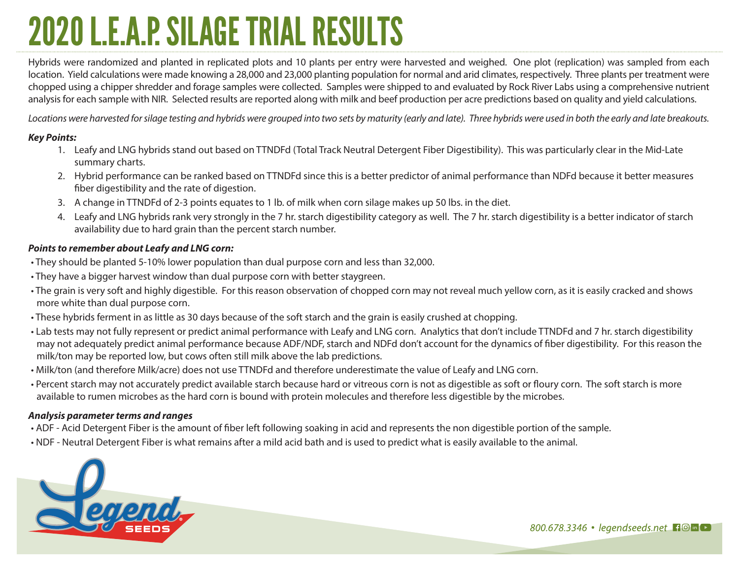# 2020 L.E.A.P. SILAGE TRIAL RESULTS

Hybrids were randomized and planted in replicated plots and 10 plants per entry were harvested and weighed. One plot (replication) was sampled from each location. Yield calculations were made knowing a 28,000 and 23,000 planting population for normal and arid climates, respectively. Three plants per treatment were chopped using a chipper shredder and forage samples were collected. Samples were shipped to and evaluated by Rock River Labs using a comprehensive nutrient analysis for each sample with NIR. Selected results are reported along with milk and beef production per acre predictions based on quality and yield calculations.

*Locations were harvested for silage testing and hybrids were grouped into two sets by maturity (early and late). Three hybrids were used in both the early and late breakouts.*

***Key Points:***

1. Leafy and LNG hybrids stand out based on TTNDFd (Total Track Neutral Detergent Fiber Digestibility). This was particularly clear in the Mid-Late summary charts.
2. Hybrid performance can be ranked based on TTNDFd since this is a better predictor of animal performance than NDFd because it better measures fiber digestibility and the rate of digestion.
3. A change in TTNDFd of 2-3 points equates to 1 lb. of milk when corn silage makes up 50 lbs. in the diet.
4. Leafy and LNG hybrids rank very strongly in the 7 hr. starch digestibility category as well. The 7 hr. starch digestibility is a better indicator of starch availability due to hard grain than the percent starch number.

***Points to remember about Leafy and LNG corn:***

- They should be planted 5-10% lower population than dual purpose corn and less than 32,000.
- They have a bigger harvest window than dual purpose corn with better staygreen.
- The grain is very soft and highly digestible. For this reason observation of chopped corn may not reveal much yellow corn, as it is easily cracked and shows more white than dual purpose corn.
- These hybrids ferment in as little as 30 days because of the soft starch and the grain is easily crushed at chopping.
- Lab tests may not fully represent or predict animal performance with Leafy and LNG corn. Analytics that don't include TTNDFd and 7 hr. starch digestibility may not adequately predict animal performance because ADF/NDF, starch and NDFd don't account for the dynamics of fiber digestibility. For this reason the milk/ton may be reported low, but cows often still milk above the lab predictions.
- Milk/ton (and therefore Milk/acre) does not use TTNDFd and therefore underestimate the value of Leafy and LNG corn.
- Percent starch may not accurately predict available starch because hard or vitreous corn is not as digestible as soft or floury corn. The soft starch is more available to rumen microbes as the hard corn is bound with protein molecules and therefore less digestible by the microbes.

***Analysis parameter terms and ranges***

- ADF - Acid Detergent Fiber is the amount of fiber left following soaking in acid and represents the non digestible portion of the sample.
- NDF - Neutral Detergent Fiber is what remains after a mild acid bath and is used to predict what is easily available to the animal.

Legend SEEDS

*800.678.3346 • legendseeds.net*